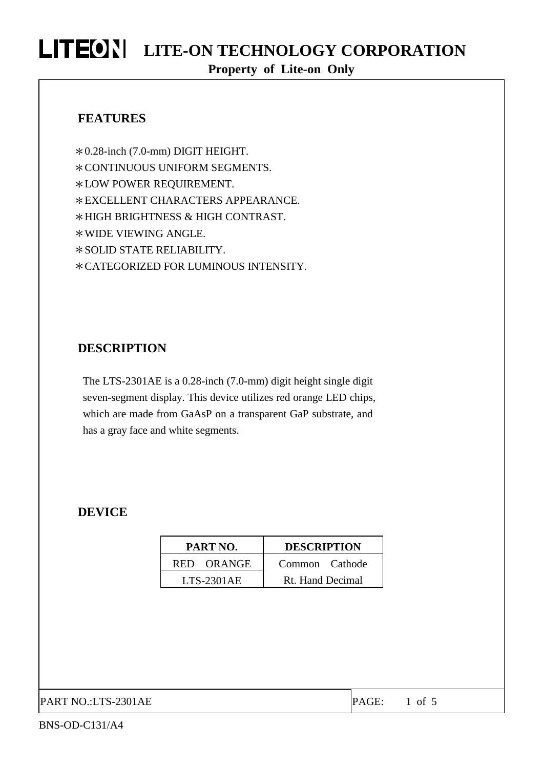# LITE-ON TECHNOLOGY CORPORATION

**Property of Lite-on Only**

## FEATURES

- ∗0.28-inch (7.0-mm) DIGIT HEIGHT.
- ∗CONTINUOUS UNIFORM SEGMENTS.
- ∗LOW POWER REQUIREMENT.
- ∗EXCELLENT CHARACTERS APPEARANCE.
- ∗HIGH BRIGHTNESS & HIGH CONTRAST.
- ∗WIDE VIEWING ANGLE.
- ∗SOLID STATE RELIABILITY.
- ∗CATEGORIZED FOR LUMINOUS INTENSITY.

## DESCRIPTION

The LTS-2301AE is a 0.28-inch (7.0-mm) digit height single digit seven-segment display. This device utilizes red orange LED chips, which are made from GaAsP on a transparent GaP substrate, and has a gray face and white segments.

## DEVICE

| PART NO. | DESCRIPTION |
|---|---|
| RED ORANGE | Common Cathode |
| LTS-2301AE | Rt. Hand Decimal |

PART NO.:LTS-2301AE

BNS-OD-C131/A4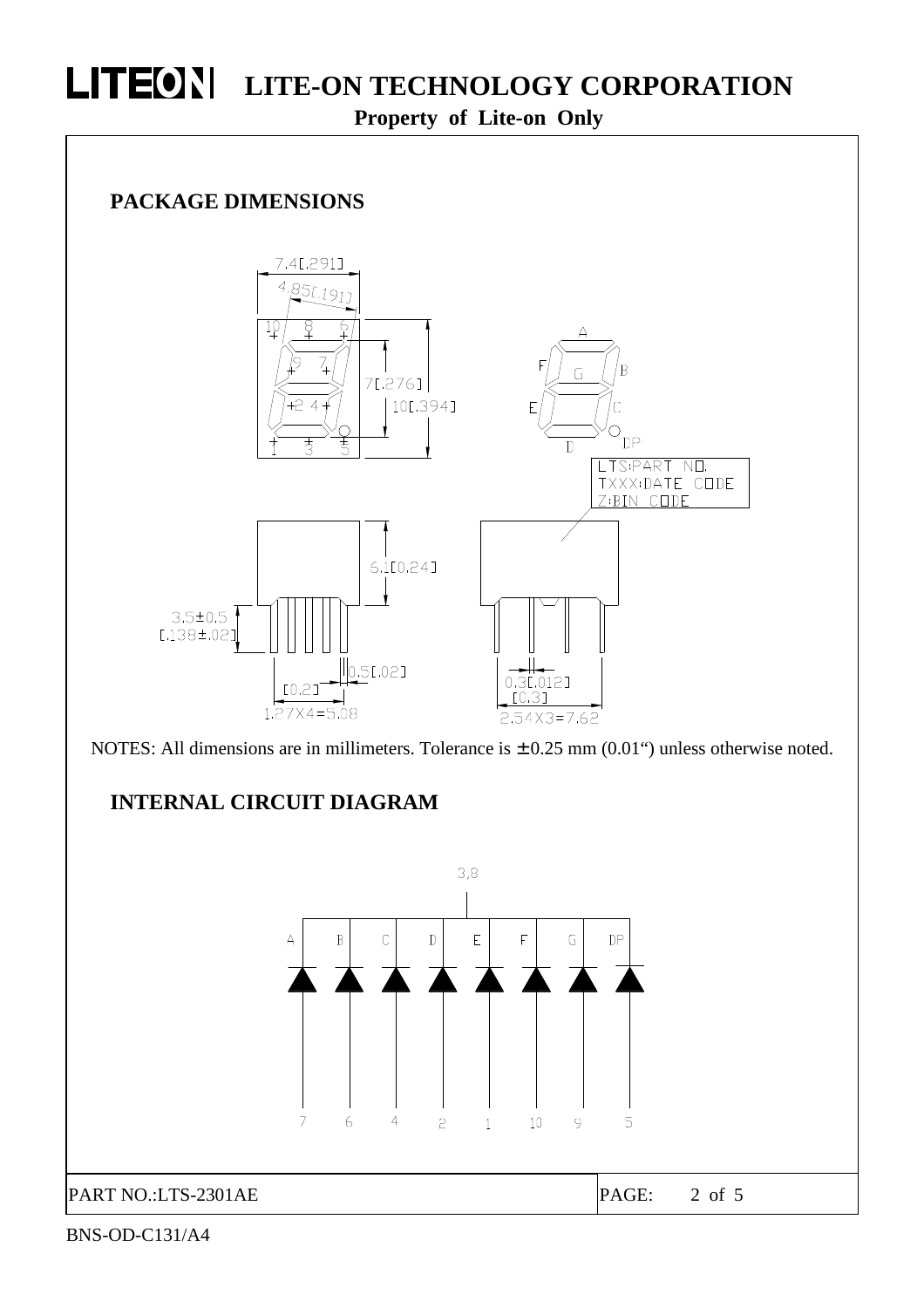## PACKAGE DIMENSIONS

NOTES: All dimensions are in millimeters. Tolerance is ± 0.25 mm (0.01") unless otherwise noted.

## INTERNAL CIRCUIT DIAGRAM

PART NO.:LTS-2301AE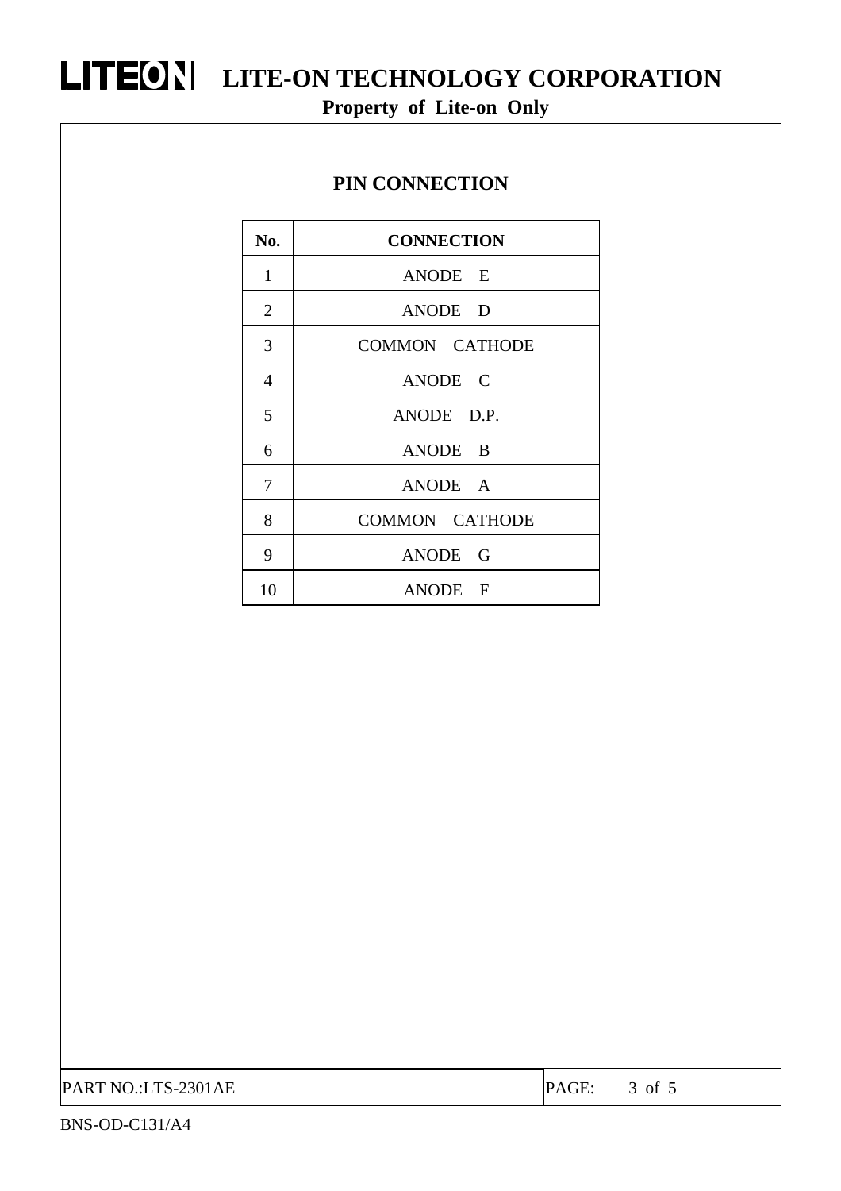## PIN CONNECTION

| No. | CONNECTION |
|---|---|
| 1 | ANODE E |
| 2 | ANODE D |
| 3 | COMMON CATHODE |
| 4 | ANODE C |
| 5 | ANODE D.P. |
| 6 | ANODE B |
| 7 | ANODE A |
| 8 | COMMON CATHODE |
| 9 | ANODE G |
| 10 | ANODE F |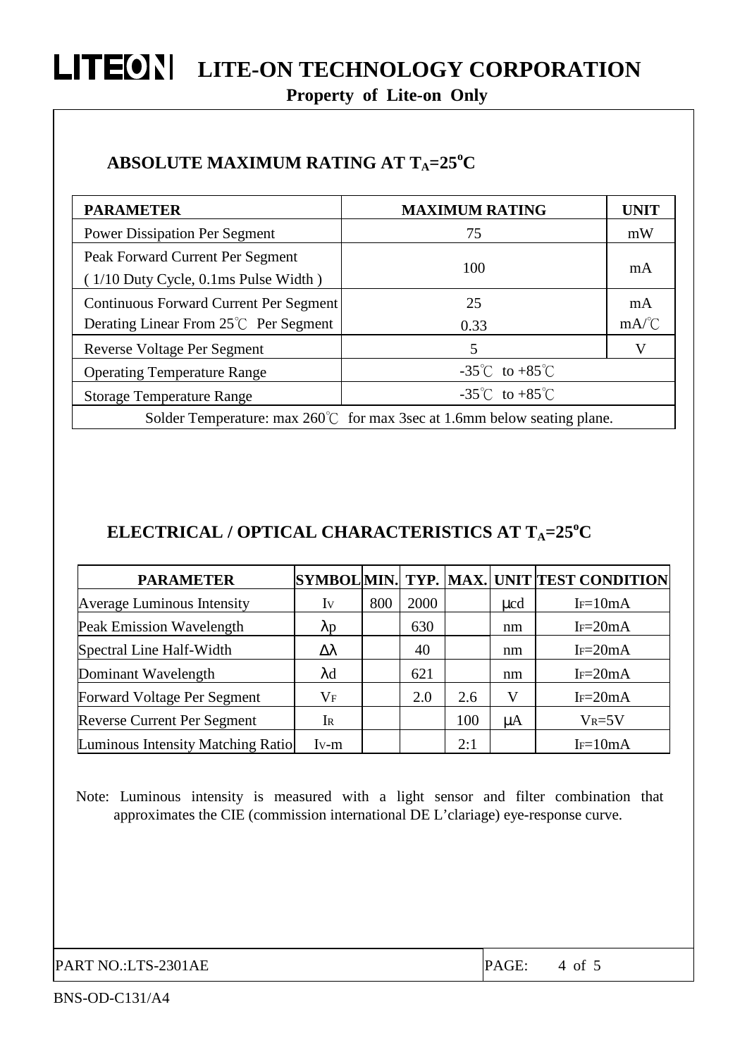## ABSOLUTE MAXIMUM RATING AT $T_A$=25°C

| PARAMETER | MAXIMUM RATING | UNIT |
|---|---|---|
| Power Dissipation Per Segment | 75 | mW |
| Peak Forward Current Per Segment ( 1/10 Duty Cycle, 0.1ms Pulse Width ) | 100 | mA |
| Continuous Forward Current Per Segment<br>Derating Linear From 25℃ Per Segment | 25<br>0.33 | mA<br>mA/℃ |
| Reverse Voltage Per Segment | 5 | V |
| Operating Temperature Range | -35℃ to +85℃ | |
| Storage Temperature Range | -35℃ to +85℃ | |
| Solder Temperature: max 260℃ for max 3sec at 1.6mm below seating plane. | | |

## ELECTRICAL / OPTICAL CHARACTERISTICS AT $T_A$=25°C

| PARAMETER | SYMBOL | MIN. | TYP. | MAX. | UNIT | TEST CONDITION |
|---|---|---|---|---|---|---|
| Average Luminous Intensity | $I_V$ | 800 | 2000 | | μcd | $I_F$=10mA |
| Peak Emission Wavelength | $\lambda p$ | | 630 | | nm | $I_F$=20mA |
| Spectral Line Half-Width | $\Delta\lambda$ | | 40 | | nm | $I_F$=20mA |
| Dominant Wavelength | $\lambda d$ | | 621 | | nm | $I_F$=20mA |
| Forward Voltage Per Segment | $V_F$ | | 2.0 | 2.6 | V | $I_F$=20mA |
| Reverse Current Per Segment | $I_R$ | | | 100 | μA | $V_R$=5V |
| Luminous Intensity Matching Ratio | $I_V$-m | | | 2:1 | | $I_F$=10mA |

Note: Luminous intensity is measured with a light sensor and filter combination that approximates the CIE (commission international DE L'clariage) eye-response curve.

PART NO.:LTS-2301AE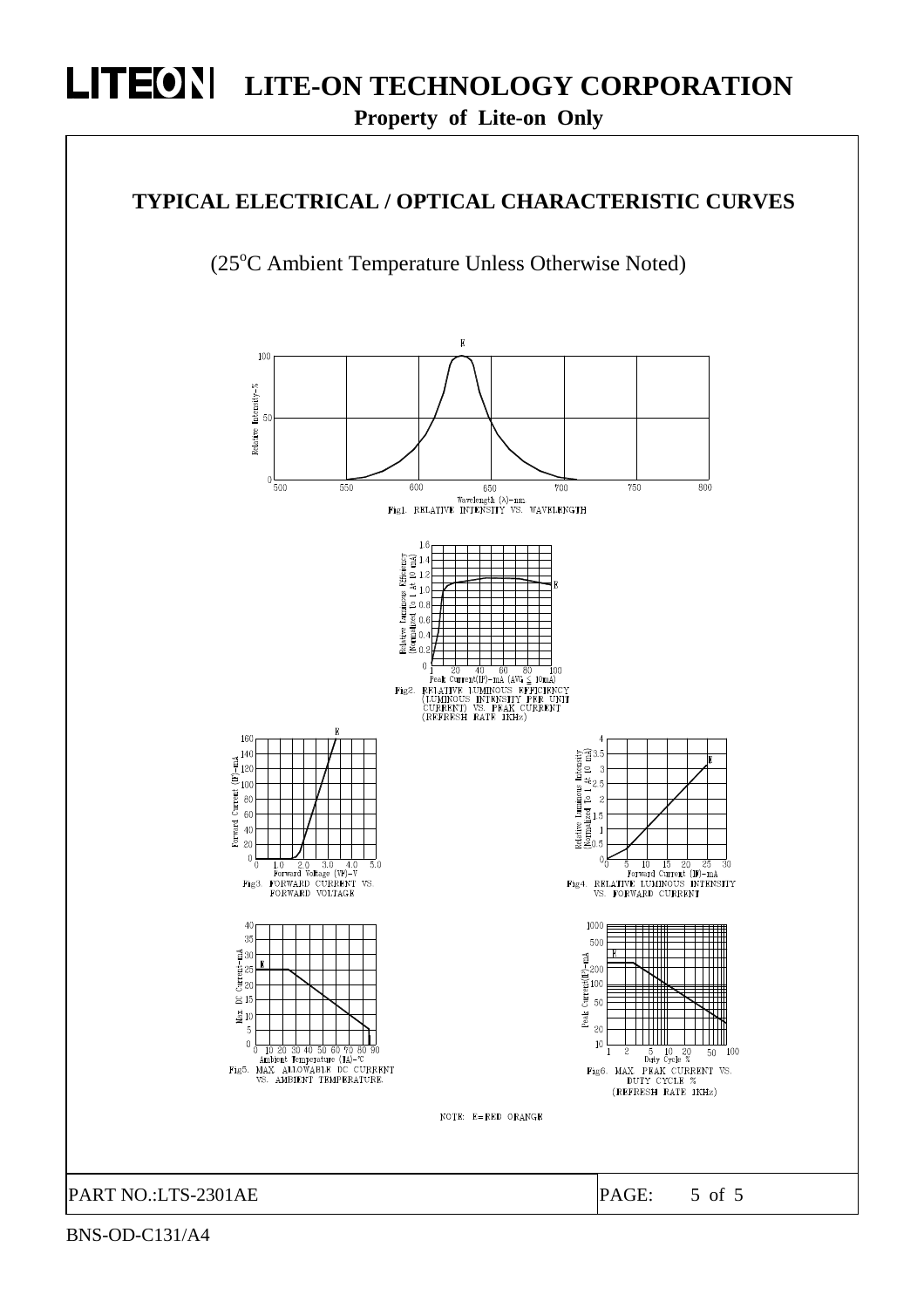## TYPICAL ELECTRICAL / OPTICAL CHARACTERISTIC CURVES

(25°C Ambient Temperature Unless Otherwise Noted)

E

100

50

0

500 550 600 650 700 750 800

Relative Intensity–%

Wavelength (λ)–nm

Fig1. RELATIVE INTENSITY VS. WAVELENGTH

1.6
1.4
1.2
1.0
0.8
0.6
0.4
0.2
0

1 20 40 60 80 100

Relative Luminous Efficiency (Normalized to 1 At 10 mA)

E

Peak Current(IF)–mA (AVG ≤ 10mA)

Fig2. RELATIVE LUMINOUS EFFICIENCY (LUMINOUS INTENSITY PER UNIT CURRENT) VS. PEAK CURRENT (REFRESH RATE 1KHz)

160
140
120
100
80
60
40
20
0

0 1.0 2.0 3.0 4.0 5.0

Forward Current (IF)–mA

E

Forward Voltage (VF)–V

Fig3. FORWARD CURRENT VS. FORWARD VOLTAGE

4
3.5
3
2.5
2
1.5
1
0.5
0

0 5 10 15 20 25 30

Relative Luminous Intensity (Normalized to 1 At 10 mA)

E

Forward Current (IF)–mA

Fig4. RELATIVE LUMINOUS INTENSITY VS. FORWARD CURRENT

40
35
30
25
20
15
10
5
0

0 10 20 30 40 50 60 70 80 90

Max DC Current–mA

E

Ambient Temperature (TA)–°C

Fig5. MAX ALLOWABLE DC CURRENT VS. AMBIENT TEMPERATURE

1000
500
200
100
50
20
10

1 2 5 10 20 50 100

Peak Current(IF)–mA

E

Duty Cycle %

Fig6. MAX PEAK CURRENT VS. DUTY CYCLE % (REFRESH RATE 1KHz)

NOTE: E=RED ORANGE

PART NO.:LTS-2301AE